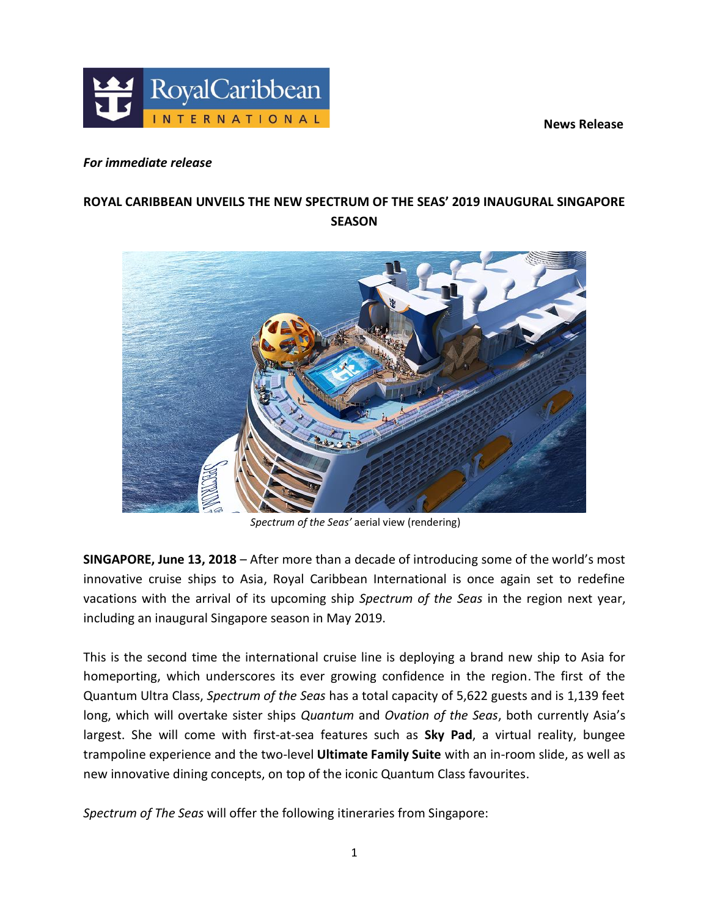**News Release**

***For immediate release***

# ROYAL CARIBBEAN UNVEILS THE NEW SPECTRUM OF THE SEAS' 2019 INAUGURAL SINGAPORE SEASON

*Spectrum of the Seas'* aerial view (rendering)

**SINGAPORE, June 13, 2018** – After more than a decade of introducing some of the world's most innovative cruise ships to Asia, Royal Caribbean International is once again set to redefine vacations with the arrival of its upcoming ship *Spectrum of the Seas* in the region next year, including an inaugural Singapore season in May 2019.

This is the second time the international cruise line is deploying a brand new ship to Asia for homeporting, which underscores its ever growing confidence in the region. The first of the Quantum Ultra Class, *Spectrum of the Seas* has a total capacity of 5,622 guests and is 1,139 feet long, which will overtake sister ships *Quantum* and *Ovation of the Seas*, both currently Asia's largest. She will come with first-at-sea features such as **Sky Pad**, a virtual reality, bungee trampoline experience and the two-level **Ultimate Family Suite** with an in-room slide, as well as new innovative dining concepts, on top of the iconic Quantum Class favourites.

*Spectrum of The Seas* will offer the following itineraries from Singapore: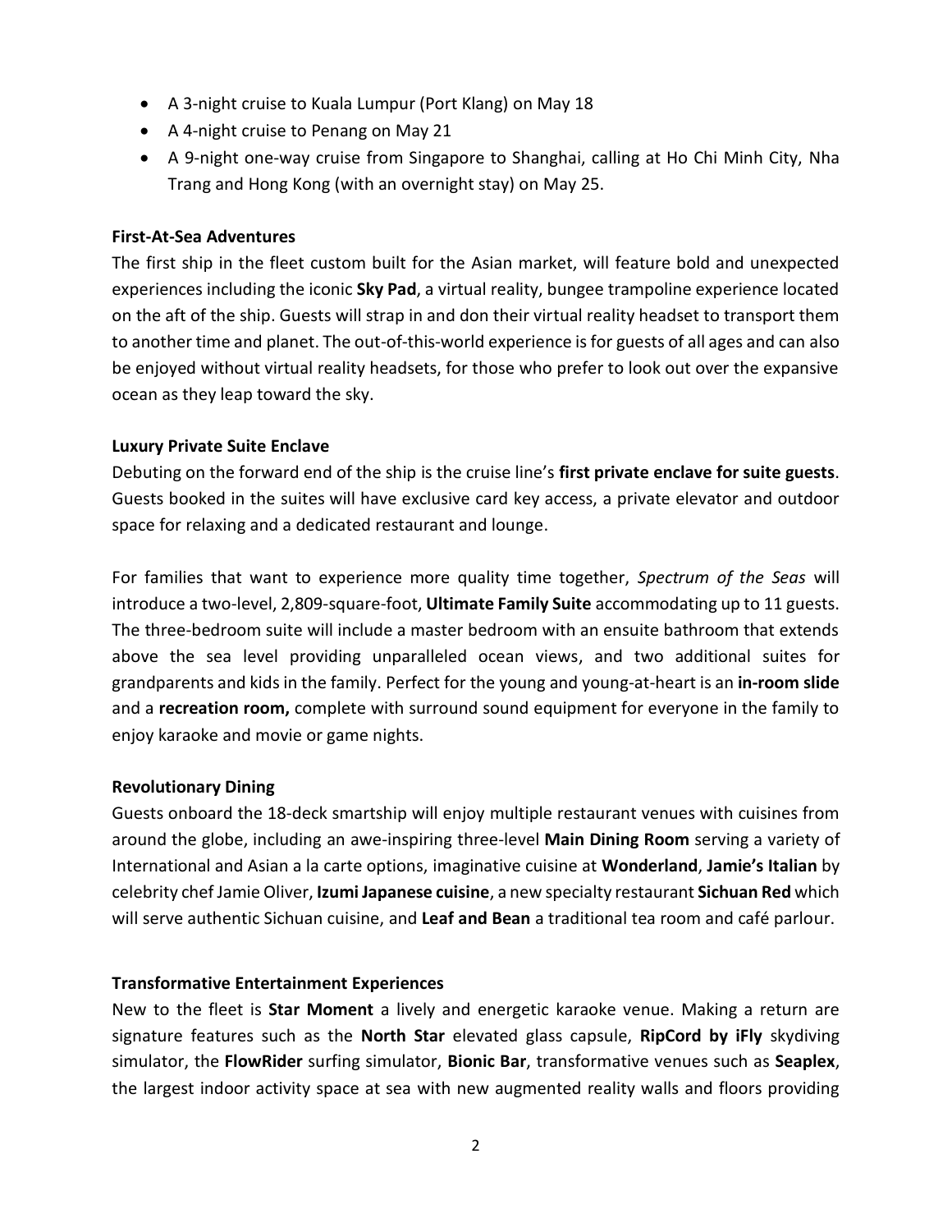- A 3-night cruise to Kuala Lumpur (Port Klang) on May 18
- A 4-night cruise to Penang on May 21
- A 9-night one-way cruise from Singapore to Shanghai, calling at Ho Chi Minh City, Nha Trang and Hong Kong (with an overnight stay) on May 25.

**First-At-Sea Adventures**

The first ship in the fleet custom built for the Asian market, will feature bold and unexpected experiences including the iconic **Sky Pad**, a virtual reality, bungee trampoline experience located on the aft of the ship. Guests will strap in and don their virtual reality headset to transport them to another time and planet. The out-of-this-world experience is for guests of all ages and can also be enjoyed without virtual reality headsets, for those who prefer to look out over the expansive ocean as they leap toward the sky.

**Luxury Private Suite Enclave**

Debuting on the forward end of the ship is the cruise line's **first private enclave for suite guests**. Guests booked in the suites will have exclusive card key access, a private elevator and outdoor space for relaxing and a dedicated restaurant and lounge.

For families that want to experience more quality time together, *Spectrum of the Seas* will introduce a two-level, 2,809-square-foot, **Ultimate Family Suite** accommodating up to 11 guests. The three-bedroom suite will include a master bedroom with an ensuite bathroom that extends above the sea level providing unparalleled ocean views, and two additional suites for grandparents and kids in the family. Perfect for the young and young-at-heart is an **in-room slide** and a **recreation room,** complete with surround sound equipment for everyone in the family to enjoy karaoke and movie or game nights.

**Revolutionary Dining**

Guests onboard the 18-deck smartship will enjoy multiple restaurant venues with cuisines from around the globe, including an awe-inspiring three-level **Main Dining Room** serving a variety of International and Asian a la carte options, imaginative cuisine at **Wonderland**, **Jamie's Italian** by celebrity chef Jamie Oliver, **Izumi Japanese cuisine**, a new specialty restaurant **Sichuan Red** which will serve authentic Sichuan cuisine, and **Leaf and Bean** a traditional tea room and café parlour.

**Transformative Entertainment Experiences**

New to the fleet is **Star Moment** a lively and energetic karaoke venue. Making a return are signature features such as the **North Star** elevated glass capsule, **RipCord by iFly** skydiving simulator, the **FlowRider** surfing simulator, **Bionic Bar**, transformative venues such as **Seaplex**, the largest indoor activity space at sea with new augmented reality walls and floors providing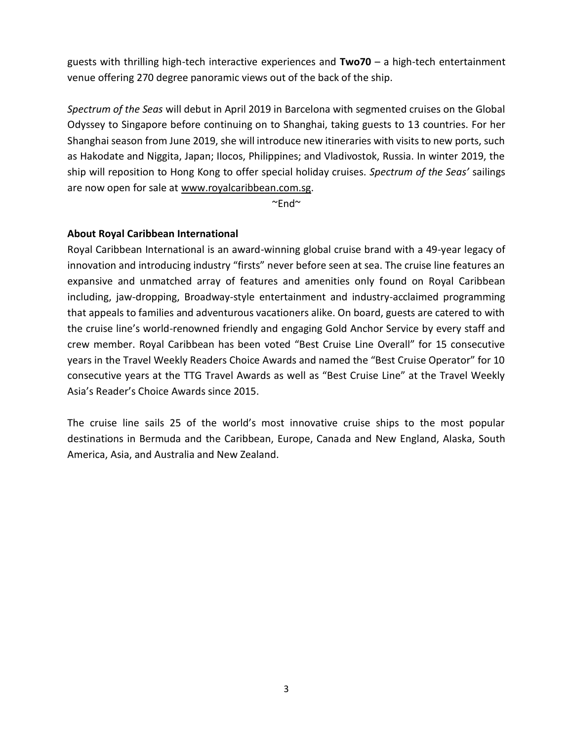guests with thrilling high-tech interactive experiences and **Two70** – a high-tech entertainment venue offering 270 degree panoramic views out of the back of the ship.

*Spectrum of the Seas* will debut in April 2019 in Barcelona with segmented cruises on the Global Odyssey to Singapore before continuing on to Shanghai, taking guests to 13 countries. For her Shanghai season from June 2019, she will introduce new itineraries with visits to new ports, such as Hakodate and Niggita, Japan; Ilocos, Philippines; and Vladivostok, Russia. In winter 2019, the ship will reposition to Hong Kong to offer special holiday cruises. *Spectrum of the Seas'* sailings are now open for sale at www.royalcaribbean.com.sg.

~End~

**About Royal Caribbean International**

Royal Caribbean International is an award-winning global cruise brand with a 49-year legacy of innovation and introducing industry "firsts" never before seen at sea. The cruise line features an expansive and unmatched array of features and amenities only found on Royal Caribbean including, jaw-dropping, Broadway-style entertainment and industry-acclaimed programming that appeals to families and adventurous vacationers alike. On board, guests are catered to with the cruise line's world-renowned friendly and engaging Gold Anchor Service by every staff and crew member. Royal Caribbean has been voted "Best Cruise Line Overall" for 15 consecutive years in the Travel Weekly Readers Choice Awards and named the "Best Cruise Operator" for 10 consecutive years at the TTG Travel Awards as well as "Best Cruise Line" at the Travel Weekly Asia's Reader's Choice Awards since 2015.

The cruise line sails 25 of the world's most innovative cruise ships to the most popular destinations in Bermuda and the Caribbean, Europe, Canada and New England, Alaska, South America, Asia, and Australia and New Zealand.